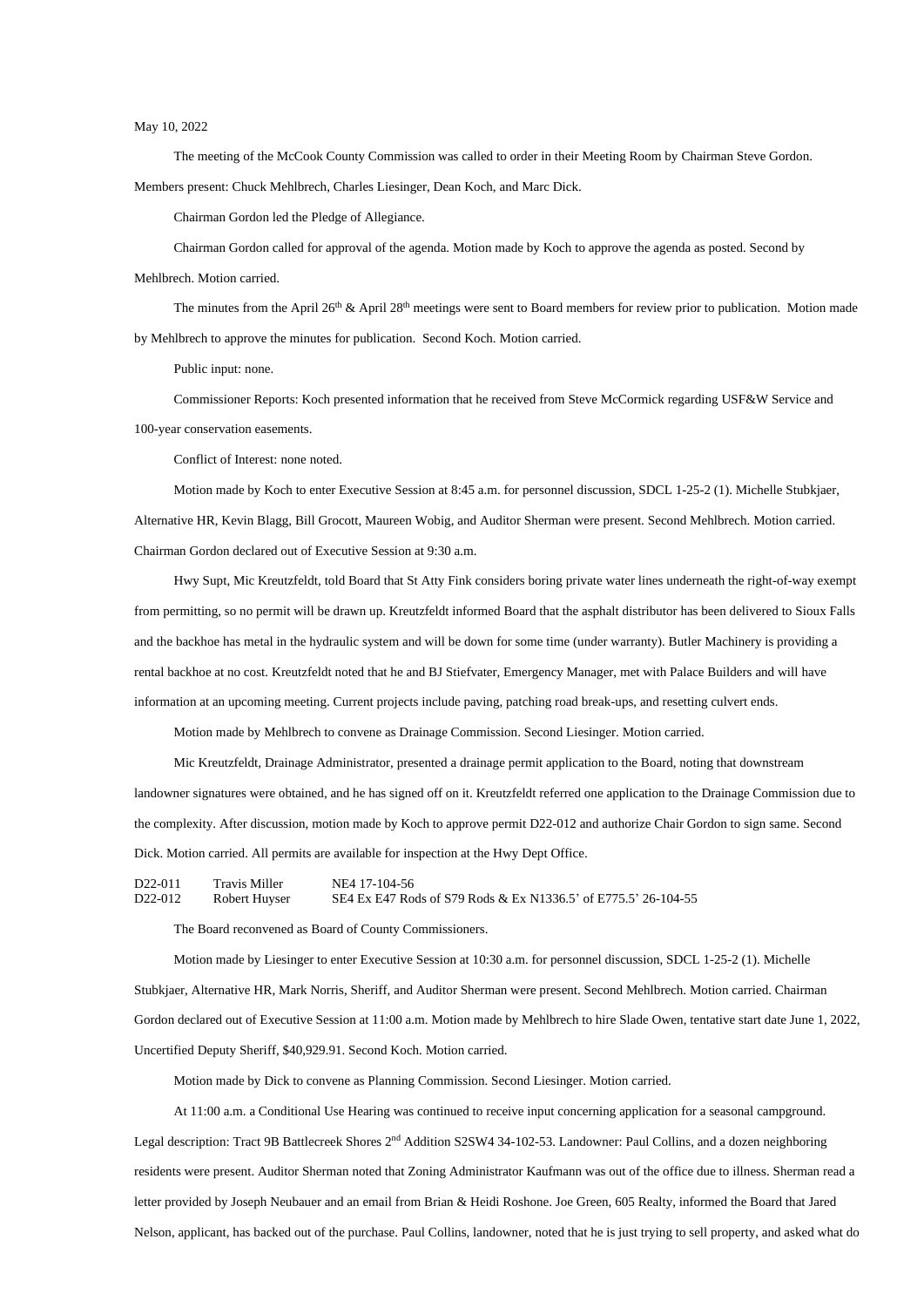May 10, 2022

The meeting of the McCook County Commission was called to order in their Meeting Room by Chairman Steve Gordon. Members present: Chuck Mehlbrech, Charles Liesinger, Dean Koch, and Marc Dick.

Chairman Gordon led the Pledge of Allegiance.

Chairman Gordon called for approval of the agenda. Motion made by Koch to approve the agenda as posted. Second by Mehlbrech. Motion carried.

The minutes from the April 26th & April 28th meetings were sent to Board members for review prior to publication. Motion made by Mehlbrech to approve the minutes for publication. Second Koch. Motion carried.

Public input: none.

Commissioner Reports: Koch presented information that he received from Steve McCormick regarding USF&W Service and 100-year conservation easements.

Conflict of Interest: none noted.

Motion made by Koch to enter Executive Session at 8:45 a.m. for personnel discussion, SDCL 1-25-2 (1). Michelle Stubkjaer, Alternative HR, Kevin Blagg, Bill Grocott, Maureen Wobig, and Auditor Sherman were present. Second Mehlbrech. Motion carried. Chairman Gordon declared out of Executive Session at 9:30 a.m.

Hwy Supt, Mic Kreutzfeldt, told Board that St Atty Fink considers boring private water lines underneath the right-of-way exempt from permitting, so no permit will be drawn up. Kreutzfeldt informed Board that the asphalt distributor has been delivered to Sioux Falls and the backhoe has metal in the hydraulic system and will be down for some time (under warranty). Butler Machinery is providing a rental backhoe at no cost. Kreutzfeldt noted that he and BJ Stiefvater, Emergency Manager, met with Palace Builders and will have information at an upcoming meeting. Current projects include paving, patching road break-ups, and resetting culvert ends.

Motion made by Mehlbrech to convene as Drainage Commission. Second Liesinger. Motion carried.

Mic Kreutzfeldt, Drainage Administrator, presented a drainage permit application to the Board, noting that downstream landowner signatures were obtained, and he has signed off on it. Kreutzfeldt referred one application to the Drainage Commission due to the complexity. After discussion, motion made by Koch to approve permit D22-012 and authorize Chair Gordon to sign same. Second Dick. Motion carried. All permits are available for inspection at the Hwy Dept Office.

| | | |
|---|---|---|
| D22-011 | Travis Miller | NE4 17-104-56 |
| D22-012 | Robert Huyser | SE4 Ex E47 Rods of S79 Rods & Ex N1336.5' of E775.5' 26-104-55 |

The Board reconvened as Board of County Commissioners.

Motion made by Liesinger to enter Executive Session at 10:30 a.m. for personnel discussion, SDCL 1-25-2 (1). Michelle Stubkjaer, Alternative HR, Mark Norris, Sheriff, and Auditor Sherman were present. Second Mehlbrech. Motion carried. Chairman Gordon declared out of Executive Session at 11:00 a.m. Motion made by Mehlbrech to hire Slade Owen, tentative start date June 1, 2022, Uncertified Deputy Sheriff, $40,929.91. Second Koch. Motion carried.

Motion made by Dick to convene as Planning Commission. Second Liesinger. Motion carried.

At 11:00 a.m. a Conditional Use Hearing was continued to receive input concerning application for a seasonal campground. Legal description: Tract 9B Battlecreek Shores 2nd Addition S2SW4 34-102-53. Landowner: Paul Collins, and a dozen neighboring residents were present. Auditor Sherman noted that Zoning Administrator Kaufmann was out of the office due to illness. Sherman read a letter provided by Joseph Neubauer and an email from Brian & Heidi Roshone. Joe Green, 605 Realty, informed the Board that Jared Nelson, applicant, has backed out of the purchase. Paul Collins, landowner, noted that he is just trying to sell property, and asked what do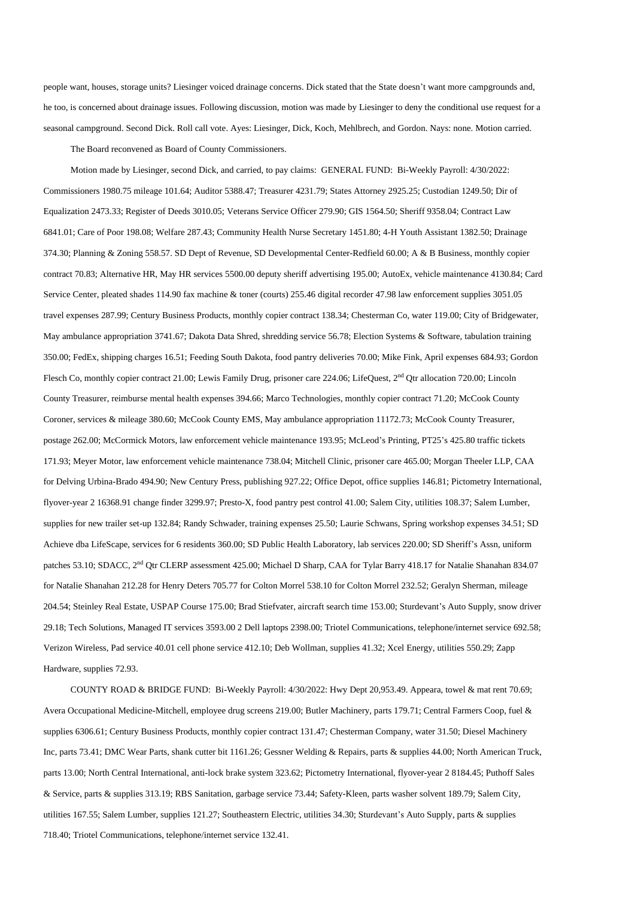people want, houses, storage units? Liesinger voiced drainage concerns. Dick stated that the State doesn't want more campgrounds and, he too, is concerned about drainage issues. Following discussion, motion was made by Liesinger to deny the conditional use request for a seasonal campground. Second Dick. Roll call vote. Ayes: Liesinger, Dick, Koch, Mehlbrech, and Gordon. Nays: none. Motion carried.

The Board reconvened as Board of County Commissioners.

Motion made by Liesinger, second Dick, and carried, to pay claims: GENERAL FUND: Bi-Weekly Payroll: 4/30/2022: Commissioners 1980.75 mileage 101.64; Auditor 5388.47; Treasurer 4231.79; States Attorney 2925.25; Custodian 1249.50; Dir of Equalization 2473.33; Register of Deeds 3010.05; Veterans Service Officer 279.90; GIS 1564.50; Sheriff 9358.04; Contract Law 6841.01; Care of Poor 198.08; Welfare 287.43; Community Health Nurse Secretary 1451.80; 4-H Youth Assistant 1382.50; Drainage 374.30; Planning & Zoning 558.57. SD Dept of Revenue, SD Developmental Center-Redfield 60.00; A & B Business, monthly copier contract 70.83; Alternative HR, May HR services 5500.00 deputy sheriff advertising 195.00; AutoEx, vehicle maintenance 4130.84; Card Service Center, pleated shades 114.90 fax machine & toner (courts) 255.46 digital recorder 47.98 law enforcement supplies 3051.05 travel expenses 287.99; Century Business Products, monthly copier contract 138.34; Chesterman Co, water 119.00; City of Bridgewater, May ambulance appropriation 3741.67; Dakota Data Shred, shredding service 56.78; Election Systems & Software, tabulation training 350.00; FedEx, shipping charges 16.51; Feeding South Dakota, food pantry deliveries 70.00; Mike Fink, April expenses 684.93; Gordon Flesch Co, monthly copier contract 21.00; Lewis Family Drug, prisoner care 224.06; LifeQuest, 2nd Qtr allocation 720.00; Lincoln County Treasurer, reimburse mental health expenses 394.66; Marco Technologies, monthly copier contract 71.20; McCook County Coroner, services & mileage 380.60; McCook County EMS, May ambulance appropriation 11172.73; McCook County Treasurer, postage 262.00; McCormick Motors, law enforcement vehicle maintenance 193.95; McLeod's Printing, PT25's 425.80 traffic tickets 171.93; Meyer Motor, law enforcement vehicle maintenance 738.04; Mitchell Clinic, prisoner care 465.00; Morgan Theeler LLP, CAA for Delving Urbina-Brado 494.90; New Century Press, publishing 927.22; Office Depot, office supplies 146.81; Pictometry International, flyover-year 2 16368.91 change finder 3299.97; Presto-X, food pantry pest control 41.00; Salem City, utilities 108.37; Salem Lumber, supplies for new trailer set-up 132.84; Randy Schwader, training expenses 25.50; Laurie Schwans, Spring workshop expenses 34.51; SD Achieve dba LifeScape, services for 6 residents 360.00; SD Public Health Laboratory, lab services 220.00; SD Sheriff's Assn, uniform patches 53.10; SDACC, 2nd Qtr CLERP assessment 425.00; Michael D Sharp, CAA for Tylar Barry 418.17 for Natalie Shanahan 834.07 for Natalie Shanahan 212.28 for Henry Deters 705.77 for Colton Morrel 538.10 for Colton Morrel 232.52; Geralyn Sherman, mileage 204.54; Steinley Real Estate, USPAP Course 175.00; Brad Stiefvater, aircraft search time 153.00; Sturdevant's Auto Supply, snow driver 29.18; Tech Solutions, Managed IT services 3593.00 2 Dell laptops 2398.00; Triotel Communications, telephone/internet service 692.58; Verizon Wireless, Pad service 40.01 cell phone service 412.10; Deb Wollman, supplies 41.32; Xcel Energy, utilities 550.29; Zapp Hardware, supplies 72.93.

COUNTY ROAD & BRIDGE FUND: Bi-Weekly Payroll: 4/30/2022: Hwy Dept 20,953.49. Appeara, towel & mat rent 70.69; Avera Occupational Medicine-Mitchell, employee drug screens 219.00; Butler Machinery, parts 179.71; Central Farmers Coop, fuel & supplies 6306.61; Century Business Products, monthly copier contract 131.47; Chesterman Company, water 31.50; Diesel Machinery Inc, parts 73.41; DMC Wear Parts, shank cutter bit 1161.26; Gessner Welding & Repairs, parts & supplies 44.00; North American Truck, parts 13.00; North Central International, anti-lock brake system 323.62; Pictometry International, flyover-year 2 8184.45; Puthoff Sales & Service, parts & supplies 313.19; RBS Sanitation, garbage service 73.44; Safety-Kleen, parts washer solvent 189.79; Salem City, utilities 167.55; Salem Lumber, supplies 121.27; Southeastern Electric, utilities 34.30; Sturdevant's Auto Supply, parts & supplies 718.40; Triotel Communications, telephone/internet service 132.41.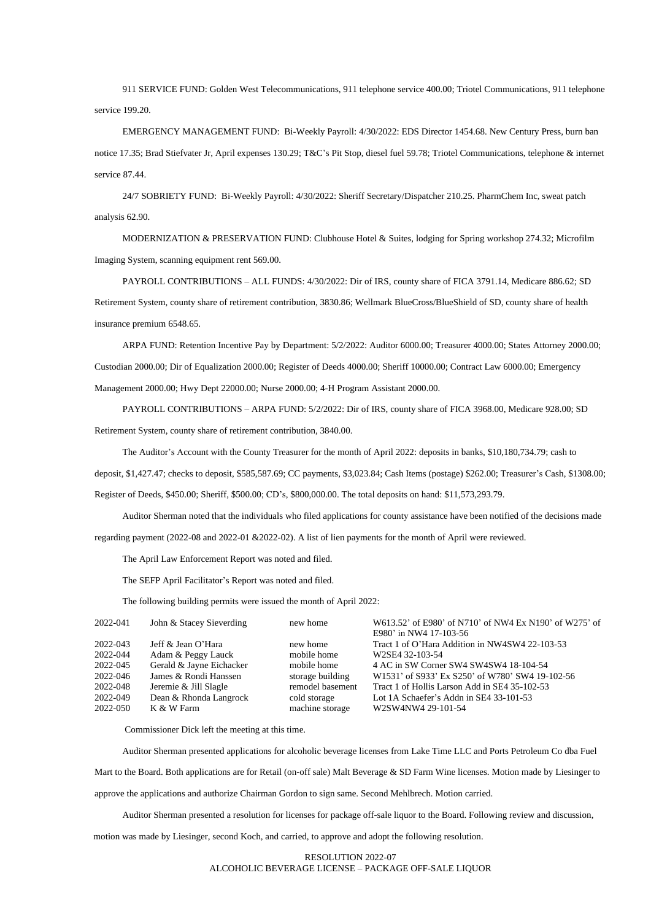911 SERVICE FUND: Golden West Telecommunications, 911 telephone service 400.00; Triotel Communications, 911 telephone service 199.20.

EMERGENCY MANAGEMENT FUND: Bi-Weekly Payroll: 4/30/2022: EDS Director 1454.68. New Century Press, burn ban notice 17.35; Brad Stiefvater Jr, April expenses 130.29; T&C's Pit Stop, diesel fuel 59.78; Triotel Communications, telephone & internet service 87.44.

24/7 SOBRIETY FUND: Bi-Weekly Payroll: 4/30/2022: Sheriff Secretary/Dispatcher 210.25. PharmChem Inc, sweat patch analysis 62.90.

MODERNIZATION & PRESERVATION FUND: Clubhouse Hotel & Suites, lodging for Spring workshop 274.32; Microfilm Imaging System, scanning equipment rent 569.00.

PAYROLL CONTRIBUTIONS – ALL FUNDS: 4/30/2022: Dir of IRS, county share of FICA 3791.14, Medicare 886.62; SD Retirement System, county share of retirement contribution, 3830.86; Wellmark BlueCross/BlueShield of SD, county share of health insurance premium 6548.65.

ARPA FUND: Retention Incentive Pay by Department: 5/2/2022: Auditor 6000.00; Treasurer 4000.00; States Attorney 2000.00; Custodian 2000.00; Dir of Equalization 2000.00; Register of Deeds 4000.00; Sheriff 10000.00; Contract Law 6000.00; Emergency Management 2000.00; Hwy Dept 22000.00; Nurse 2000.00; 4-H Program Assistant 2000.00.

PAYROLL CONTRIBUTIONS – ARPA FUND: 5/2/2022: Dir of IRS, county share of FICA 3968.00, Medicare 928.00; SD Retirement System, county share of retirement contribution, 3840.00.

The Auditor's Account with the County Treasurer for the month of April 2022: deposits in banks, $10,180,734.79; cash to deposit, $1,427.47; checks to deposit, $585,587.69; CC payments, $3,023.84; Cash Items (postage) $262.00; Treasurer's Cash, $1308.00; Register of Deeds, $450.00; Sheriff, $500.00; CD's, $800,000.00. The total deposits on hand: $11,573,293.79.

Auditor Sherman noted that the individuals who filed applications for county assistance have been notified of the decisions made regarding payment (2022-08 and 2022-01 &2022-02). A list of lien payments for the month of April were reviewed.

The April Law Enforcement Report was noted and filed.

The SEFP April Facilitator's Report was noted and filed.

The following building permits were issued the month of April 2022:

| | | | |
|---|---|---|---|
| 2022-041 | John & Stacey Sieverding | new home | W613.52' of E980' of N710' of NW4 Ex N190' of W275' of E980' in NW4 17-103-56 |
| 2022-043 | Jeff & Jean O'Hara | new home | Tract 1 of O'Hara Addition in NW4SW4 22-103-53 |
| 2022-044 | Adam & Peggy Lauck | mobile home | W2SE4 32-103-54 |
| 2022-045 | Gerald & Jayne Eichacker | mobile home | 4 AC in SW Corner SW4 SW4SW4 18-104-54 |
| 2022-046 | James & Rondi Hanssen | storage building | W1531' of S933' Ex S250' of W780' SW4 19-102-56 |
| 2022-048 | Jeremie & Jill Slagle | remodel basement | Tract 1 of Hollis Larson Add in SE4 35-102-53 |
| 2022-049 | Dean & Rhonda Langrock | cold storage | Lot 1A Schaefer's Addn in SE4 33-101-53 |
| 2022-050 | K & W Farm | machine storage | W2SW4NW4 29-101-54 |

Commissioner Dick left the meeting at this time.

Auditor Sherman presented applications for alcoholic beverage licenses from Lake Time LLC and Ports Petroleum Co dba Fuel Mart to the Board. Both applications are for Retail (on-off sale) Malt Beverage & SD Farm Wine licenses. Motion made by Liesinger to approve the applications and authorize Chairman Gordon to sign same. Second Mehlbrech. Motion carried.

Auditor Sherman presented a resolution for licenses for package off-sale liquor to the Board. Following review and discussion, motion was made by Liesinger, second Koch, and carried, to approve and adopt the following resolution.

RESOLUTION 2022-07
ALCOHOLIC BEVERAGE LICENSE – PACKAGE OFF-SALE LIQUOR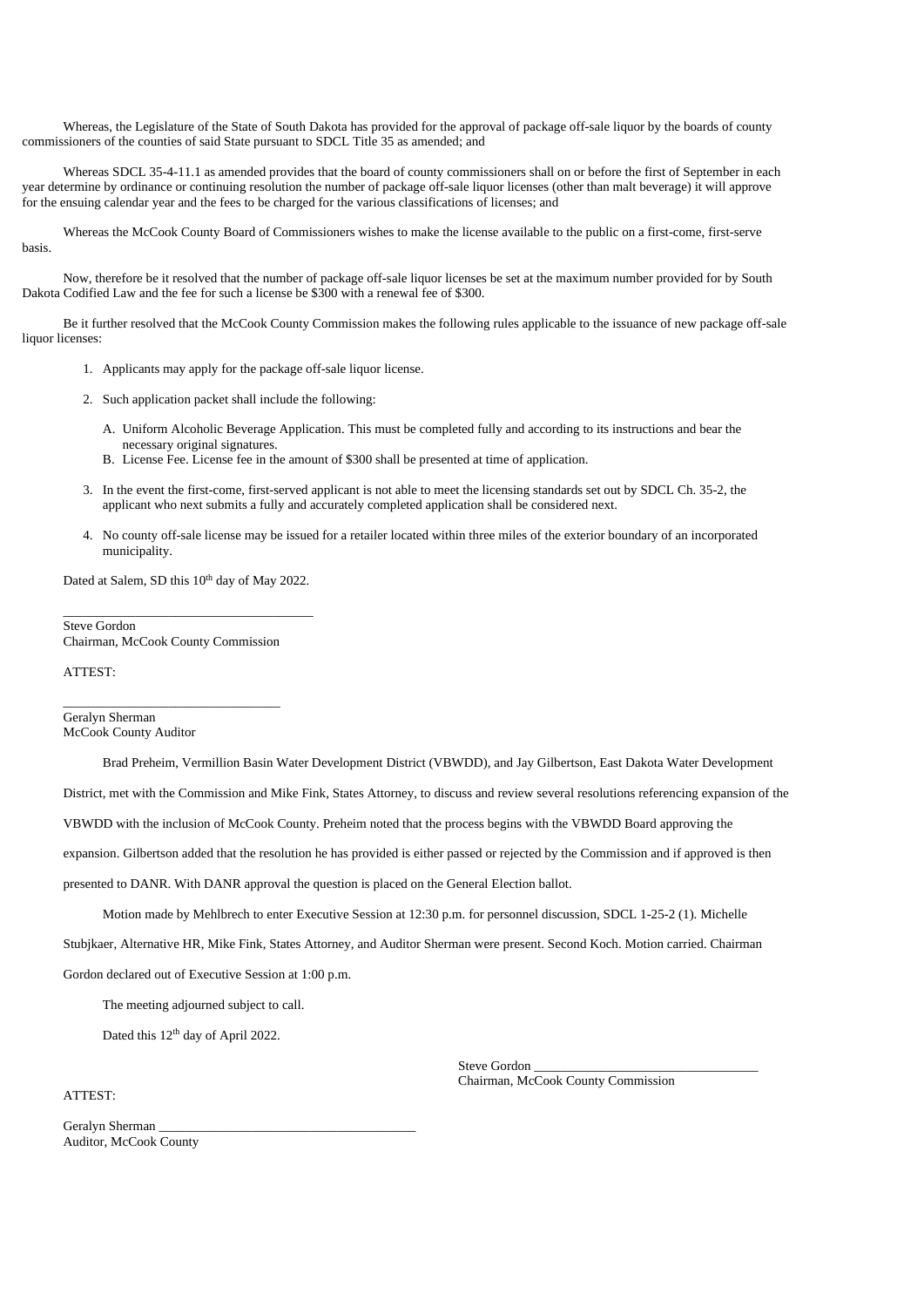Whereas, the Legislature of the State of South Dakota has provided for the approval of package off-sale liquor by the boards of county commissioners of the counties of said State pursuant to SDCL Title 35 as amended; and

Whereas SDCL 35-4-11.1 as amended provides that the board of county commissioners shall on or before the first of September in each year determine by ordinance or continuing resolution the number of package off-sale liquor licenses (other than malt beverage) it will approve for the ensuing calendar year and the fees to be charged for the various classifications of licenses; and

Whereas the McCook County Board of Commissioners wishes to make the license available to the public on a first-come, first-serve basis.

Now, therefore be it resolved that the number of package off-sale liquor licenses be set at the maximum number provided for by South Dakota Codified Law and the fee for such a license be $300 with a renewal fee of $300.

Be it further resolved that the McCook County Commission makes the following rules applicable to the issuance of new package off-sale liquor licenses:

1. Applicants may apply for the package off-sale liquor license.

2. Such application packet shall include the following:

   A. Uniform Alcoholic Beverage Application. This must be completed fully and according to its instructions and bear the necessary original signatures.
   B. License Fee. License fee in the amount of $300 shall be presented at time of application.

3. In the event the first-come, first-served applicant is not able to meet the licensing standards set out by SDCL Ch. 35-2, the applicant who next submits a fully and accurately completed application shall be considered next.

4. No county off-sale license may be issued for a retailer located within three miles of the exterior boundary of an incorporated municipality.

Dated at Salem, SD this 10th day of May 2022.

_____________________________________
Steve Gordon
Chairman, McCook County Commission

ATTEST:

________________________________
Geralyn Sherman
McCook County Auditor

Brad Preheim, Vermillion Basin Water Development District (VBWDD), and Jay Gilbertson, East Dakota Water Development District, met with the Commission and Mike Fink, States Attorney, to discuss and review several resolutions referencing expansion of the VBWDD with the inclusion of McCook County. Preheim noted that the process begins with the VBWDD Board approving the expansion. Gilbertson added that the resolution he has provided is either passed or rejected by the Commission and if approved is then presented to DANR. With DANR approval the question is placed on the General Election ballot.

Motion made by Mehlbrech to enter Executive Session at 12:30 p.m. for personnel discussion, SDCL 1-25-2 (1). Michelle Stubjkaer, Alternative HR, Mike Fink, States Attorney, and Auditor Sherman were present. Second Koch. Motion carried. Chairman Gordon declared out of Executive Session at 1:00 p.m.

The meeting adjourned subject to call.

Dated this 12th day of April 2022.

Steve Gordon _________________________________
Chairman, McCook County Commission

ATTEST:

Geralyn Sherman ______________________________________
Auditor, McCook County